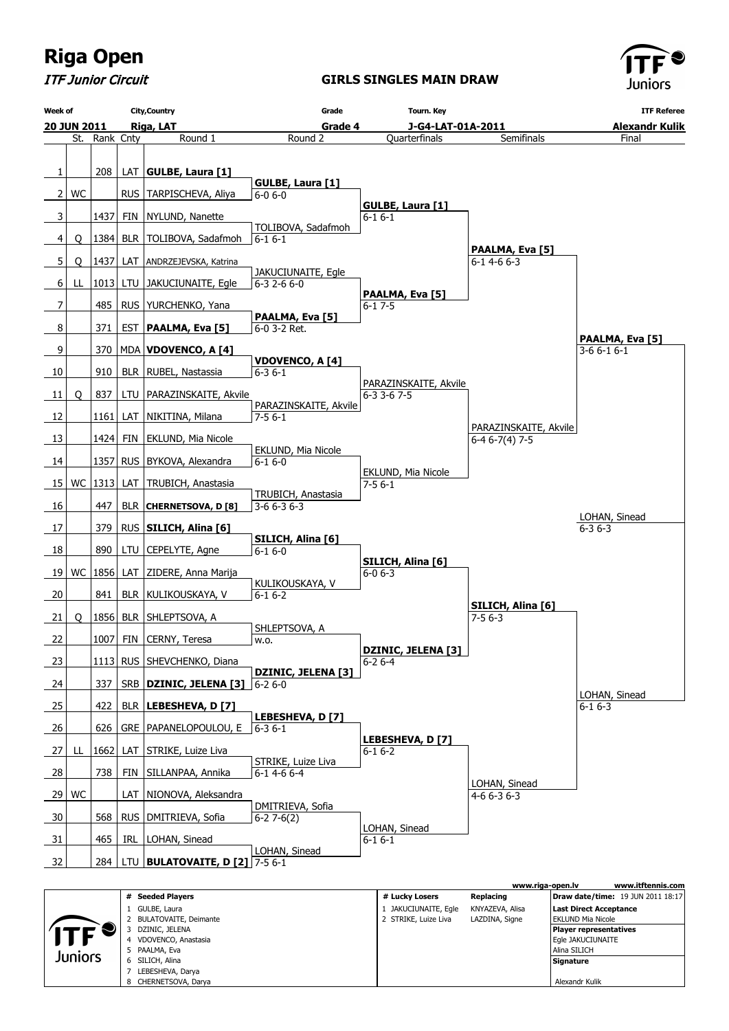# Riga Open

*ITF Junior Circuit*

**GIRLS SINGLES MAIN DRAW**

| Week of | City,Country | Grade | Tourn. Key | ITF Referee |
|---|---|---|---|---|
| 20 JUN 2011 | Riga, LAT | Grade 4 | J-G4-LAT-01A-2011 | Alexandr Kulik |

| # | St. | Rank | Cnty | Round 1 | Round 2 | Quarterfinals | Semifinals | Final |
|---|---|---|---|---|---|---|---|---|
| 1 | | 208 | LAT | **GULBE, Laura [1]** | | | | |
| 2 | WC | | RUS | TARPISCHEVA, Aliya | **GULBE, Laura [1]** 6-0 6-0 | | | |
| 3 | | 1437 | FIN | NYLUND, Nanette | | **GULBE, Laura [1]** 6-1 6-1 | | |
| 4 | Q | 1384 | BLR | TOLIBOVA, Sadafmoh | TOLIBOVA, Sadafmoh 6-1 6-1 | | | |
| 5 | Q | 1437 | LAT | ANDRZEJEVSKA, Katrina | | | **PAALMA, Eva [5]** 6-1 4-6 6-3 | |
| 6 | LL | 1013 | LTU | JAKUCIUNAITE, Egle | JAKUCIUNAITE, Egle 6-3 2-6 6-0 | | | |
| 7 | | 485 | RUS | YURCHENKO, Yana | | **PAALMA, Eva [5]** 6-1 7-5 | | |
| 8 | | 371 | EST | **PAALMA, Eva [5]** | **PAALMA, Eva [5]** 6-0 3-2 Ret. | | | |
| 9 | | 370 | MDA | **VDOVENCO, A [4]** | | | | **PAALMA, Eva [5]** 3-6 6-1 6-1 |
| 10 | | 910 | BLR | RUBEL, Nastassia | **VDOVENCO, A [4]** 6-3 6-1 | | | |
| 11 | Q | 837 | LTU | PARAZINSKAITE, Akvile | | PARAZINSKAITE, Akvile 6-3 3-6 7-5 | | |
| 12 | | 1161 | LAT | NIKITINA, Milana | PARAZINSKAITE, Akvile 7-5 6-1 | | | |
| 13 | | 1424 | FIN | EKLUND, Mia Nicole | | | PARAZINSKAITE, Akvile 6-4 6-7(4) 7-5 | |
| 14 | | 1357 | RUS | BYKOVA, Alexandra | EKLUND, Mia Nicole 6-1 6-0 | | | |
| 15 | WC | 1313 | LAT | TRUBICH, Anastasia | | EKLUND, Mia Nicole 7-5 6-1 | | |
| 16 | | 447 | BLR | **CHERNETSOVA, D [8]** | TRUBICH, Anastasia 3-6 6-3 6-3 | | | |
| 17 | | 379 | RUS | **SILICH, Alina [6]** | | | | LOHAN, Sinead 6-3 6-3 |
| 18 | | 890 | LTU | CEPELYTE, Agne | **SILICH, Alina [6]** 6-1 6-0 | | | |
| 19 | WC | 1856 | LAT | ZIDERE, Anna Marija | | **SILICH, Alina [6]** 6-0 6-3 | | |
| 20 | | 841 | BLR | KULIKOUSKAYA, V | KULIKOUSKAYA, V 6-1 6-2 | | | |
| 21 | Q | 1856 | BLR | SHLEPTSOVA, A | | | **SILICH, Alina [6]** 7-5 6-3 | |
| 22 | | 1007 | FIN | CERNY, Teresa | SHLEPTSOVA, A w.o. | | | |
| 23 | | 1113 | RUS | SHEVCHENKO, Diana | | **DZINIC, JELENA [3]** 6-2 6-4 | | |
| 24 | | 337 | SRB | **DZINIC, JELENA [3]** | **DZINIC, JELENA [3]** 6-2 6-0 | | | |
| 25 | | 422 | BLR | **LEBESHEVA, D [7]** | | | | LOHAN, Sinead 6-1 6-3 |
| 26 | | 626 | GRE | PAPANELOPOULOU, E | **LEBESHEVA, D [7]** 6-3 6-1 | | | |
| 27 | LL | 1662 | LAT | STRIKE, Luize Liva | | **LEBESHEVA, D [7]** 6-1 6-2 | | |
| 28 | | 738 | FIN | SILLANPAA, Annika | STRIKE, Luize Liva 6-1 4-6 6-4 | | | |
| 29 | WC | | LAT | NIONOVA, Aleksandra | | | LOHAN, Sinead 4-6 6-3 6-3 | |
| 30 | | 568 | RUS | DMITRIEVA, Sofia | DMITRIEVA, Sofia 6-2 7-6(2) | | | |
| 31 | | 465 | IRL | LOHAN, Sinead | | LOHAN, Sinead 6-1 6-1 | | |
| 32 | | 284 | LTU | **BULATOVAITE, D [2]** | LOHAN, Sinead 7-5 6-1 | | | |

www.riga-open.lv www.itftennis.com

| # | Seeded Players |
|---|---|
| 1 | GULBE, Laura |
| 2 | BULATOVAITE, Deimante |
| 3 | DZINIC, JELENA |
| 4 | VDOVENCO, Anastasia |
| 5 | PAALMA, Eva |
| 6 | SILICH, Alina |
| 7 | LEBESHEVA, Darya |
| 8 | CHERNETSOVA, Darya |

| # | Lucky Losers | Replacing |
|---|---|---|
| 1 | JAKUCIUNAITE, Egle | KNYAZEVA, Alisa |
| 2 | STRIKE, Luize Liva | LAZDINA, Signe |

**Draw date/time:** 19 JUN 2011 18:17

**Last Direct Acceptance**
EKLUND Mia Nicole

**Player representatives**
Egle JAKUCIUNAITE
Alina SILICH

**Signature**

Alexandr Kulik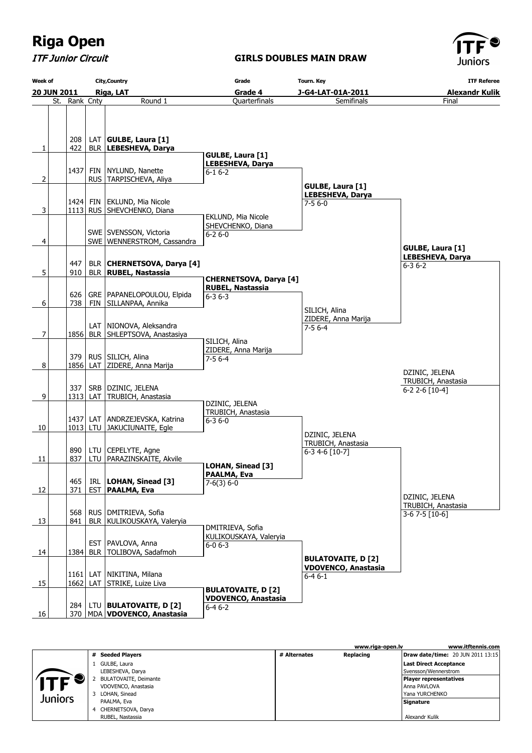# Riga Open

*ITF Junior Circuit*

**GIRLS DOUBLES MAIN DRAW**

| Week of | City,Country | Grade | Tourn. Key | ITF Referee |
|---|---|---|---|---|
| **20 JUN 2011** | **Riga, LAT** | **Grade 4** | **J-G4-LAT-01A-2011** | **Alexandr Kulik** |

| # | St. | Rank | Cnty | Round 1 |
|---|---|---|---|---|
| 1 | | 208 | LAT | **GULBE, Laura [1]** |
| | | 422 | BLR | **LEBESHEVA, Darya** |
| 2 | | 1437 | FIN | NYLUND, Nanette |
| | | | RUS | TARPISCHEVA, Aliya |
| 3 | | 1424 | FIN | EKLUND, Mia Nicole |
| | | 1113 | RUS | SHEVCHENKO, Diana |
| 4 | | | SWE | SVENSSON, Victoria |
| | | | SWE | WENNERSTROM, Cassandra |
| 5 | | 447 | BLR | **CHERNETSOVA, Darya [4]** |
| | | 910 | BLR | **RUBEL, Nastassia** |
| 6 | | 626 | GRE | PAPANELOPOULOU, Elpida |
| | | 738 | FIN | SILLANPAA, Annika |
| 7 | | | LAT | NIONOVA, Aleksandra |
| | | 1856 | BLR | SHLEPTSOVA, Anastasiya |
| 8 | | 379 | RUS | SILICH, Alina |
| | | 1856 | LAT | ZIDERE, Anna Marija |
| 9 | | 337 | SRB | DZINIC, JELENA |
| | | 1313 | LAT | TRUBICH, Anastasia |
| 10 | | 1437 | LAT | ANDRZEJEVSKA, Katrina |
| | | 1013 | LTU | JAKUCIUNAITE, Egle |
| 11 | | 890 | LTU | CEPELYTE, Agne |
| | | 837 | LTU | PARAZINSKAITE, Akvile |
| 12 | | 465 | IRL | **LOHAN, Sinead [3]** |
| | | 371 | EST | **PAALMA, Eva** |
| 13 | | 568 | RUS | DMITRIEVA, Sofia |
| | | 841 | BLR | KULIKOUSKAYA, Valeryia |
| 14 | | | EST | PAVLOVA, Anna |
| | | 1384 | BLR | TOLIBOVA, Sadafmoh |
| 15 | | 1161 | LAT | NIKITINA, Milana |
| | | 1662 | LAT | STRIKE, Luize Liva |
| 16 | | 284 | LTU | **BULATOVAITE, D [2]** |
| | | 370 | MDA | **VDOVENCO, Anastasia** |

**Quarterfinals**

- **GULBE, Laura [1] / LEBESHEVA, Darya** 6-1 6-2
- EKLUND, Mia Nicole / SHEVCHENKO, Diana 6-2 6-0
- **CHERNETSOVA, Darya [4] / RUBEL, Nastassia** 6-3 6-3
- SILICH, Alina / ZIDERE, Anna Marija 7-5 6-4
- DZINIC, JELENA / TRUBICH, Anastasia 6-3 6-0
- **LOHAN, Sinead [3] / PAALMA, Eva** 7-6(3) 6-0
- DMITRIEVA, Sofia / KULIKOUSKAYA, Valeryia 6-0 6-3
- **BULATOVAITE, D [2] / VDOVENCO, Anastasia** 6-4 6-2

**Semifinals**

- **GULBE, Laura [1] / LEBESHEVA, Darya** 7-5 6-0
- SILICH, Alina / ZIDERE, Anna Marija 7-5 6-4
- DZINIC, JELENA / TRUBICH, Anastasia 6-3 4-6 [10-7]
- **BULATOVAITE, D [2] / VDOVENCO, Anastasia** 6-4 6-1

**Final**

- **GULBE, Laura [1] / LEBESHEVA, Darya** 6-3 6-2
- DZINIC, JELENA / TRUBICH, Anastasia 3-6 7-5 [10-6]

**Winner**

- DZINIC, JELENA / TRUBICH, Anastasia 6-2 2-6 [10-4]

www.riga-open.lv www.itftennis.com

| # | Seeded Players | # Alternates | Replacing | |
|---|---|---|---|---|
| 1 | GULBE, Laura / LEBESHEVA, Darya | | | **Draw date/time:** 20 JUN 2011 13:15 |
| 2 | BULATOVAITE, Deimante / VDOVENCO, Anastasia | | | **Last Direct Acceptance:** Svensson/Wennerstrom |
| 3 | LOHAN, Sinead / PAALMA, Eva | | | **Player representatives:** Anna PAVLOVA, Yana YURCHENKO |
| 4 | CHERNETSOVA, Darya / RUBEL, Nastassia | | | **Signature:** Alexandr Kulik |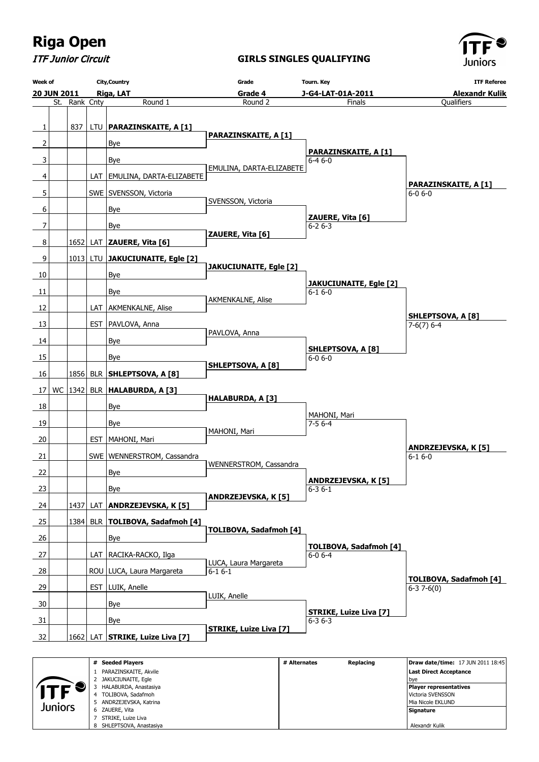# Riga Open

*ITF Junior Circuit*

**GIRLS SINGLES QUALIFYING**

| Week of | City,Country | Grade | Tourn. Key | ITF Referee |
|---|---|---|---|---|
| 20 JUN 2011 | Riga, LAT | Grade 4 | J-G4-LAT-01A-2011 | Alexandr Kulik |

| # | St. | Rank | Cnty | Round 1 | Round 2 | Finals | Qualifiers |
|---|---|---|---|---|---|---|---|
| 1 | | 837 | LTU | **PARAZINSKAITE, A [1]** | **PARAZINSKAITE, A [1]** | **PARAZINSKAITE, A [1]** 6-4 6-0 | **PARAZINSKAITE, A [1]** 6-0 6-0 |
| 2 | | | | Bye | | | |
| 3 | | | | Bye | EMULINA, DARTA-ELIZABETE | | |
| 4 | | | LAT | EMULINA, DARTA-ELIZABETE | | | |
| 5 | | | SWE | SVENSSON, Victoria | SVENSSON, Victoria | **ZAUERE, Vita [6]** 6-2 6-3 | |
| 6 | | | | Bye | | | |
| 7 | | | | Bye | **ZAUERE, Vita [6]** | | |
| 8 | | 1652 | LAT | **ZAUERE, Vita [6]** | | | |
| 9 | | 1013 | LTU | **JAKUCIUNAITE, Egle [2]** | **JAKUCIUNAITE, Egle [2]** | **JAKUCIUNAITE, Egle [2]** 6-1 6-0 | **SHLEPTSOVA, A [8]** 7-6(7) 6-4 |
| 10 | | | | Bye | | | |
| 11 | | | | Bye | AKMENKALNE, Alise | | |
| 12 | | | LAT | AKMENKALNE, Alise | | | |
| 13 | | | EST | PAVLOVA, Anna | PAVLOVA, Anna | **SHLEPTSOVA, A [8]** 6-0 6-0 | |
| 14 | | | | Bye | | | |
| 15 | | | | Bye | **SHLEPTSOVA, A [8]** | | |
| 16 | | 1856 | BLR | **SHLEPTSOVA, A [8]** | | | |
| 17 | WC | 1342 | BLR | **HALABURDA, A [3]** | **HALABURDA, A [3]** | MAHONI, Mari 7-5 6-4 | **ANDRZEJEVSKA, K [5]** 6-1 6-0 |
| 18 | | | | Bye | | | |
| 19 | | | | Bye | MAHONI, Mari | | |
| 20 | | | EST | MAHONI, Mari | | | |
| 21 | | | SWE | WENNERSTROM, Cassandra | WENNERSTROM, Cassandra | **ANDRZEJEVSKA, K [5]** 6-3 6-1 | |
| 22 | | | | Bye | | | |
| 23 | | | | Bye | **ANDRZEJEVSKA, K [5]** | | |
| 24 | | 1437 | LAT | **ANDRZEJEVSKA, K [5]** | | | |
| 25 | | 1384 | BLR | **TOLIBOVA, Sadafmoh [4]** | **TOLIBOVA, Sadafmoh [4]** | **TOLIBOVA, Sadafmoh [4]** 6-0 6-4 | **TOLIBOVA, Sadafmoh [4]** 6-3 7-6(0) |
| 26 | | | | Bye | | | |
| 27 | | | LAT | RACIKA-RACKO, Ilga | LUCA, Laura Margareta 6-1 6-1 | | |
| 28 | | | ROU | LUCA, Laura Margareta | | | |
| 29 | | | EST | LUIK, Anelle | LUIK, Anelle | **STRIKE, Luize Liva [7]** 6-3 6-3 | |
| 30 | | | | Bye | | | |
| 31 | | | | Bye | **STRIKE, Luize Liva [7]** | | |
| 32 | | 1662 | LAT | **STRIKE, Luize Liva [7]** | | | |

| # | Seeded Players | # Alternates | Replacing | |
|---|---|---|---|---|
| 1 | PARAZINSKAITE, Akvile | | | **Draw date/time:** 17 JUN 2011 18:45 |
| 2 | JAKUCIUNAITE, Egle | | | **Last Direct Acceptance** bye |
| 3 | HALABURDA, Anastasiya | | | **Player representatives** |
| 4 | TOLIBOVA, Sadafmoh | | | Victoria SVENSSON |
| 5 | ANDRZEJEVSKA, Katrina | | | Mia Nicole EKLUND |
| 6 | ZAUERE, Vita | | | **Signature** |
| 7 | STRIKE, Luize Liva | | | |
| 8 | SHLEPTSOVA, Anastasiya | | | Alexandr Kulik |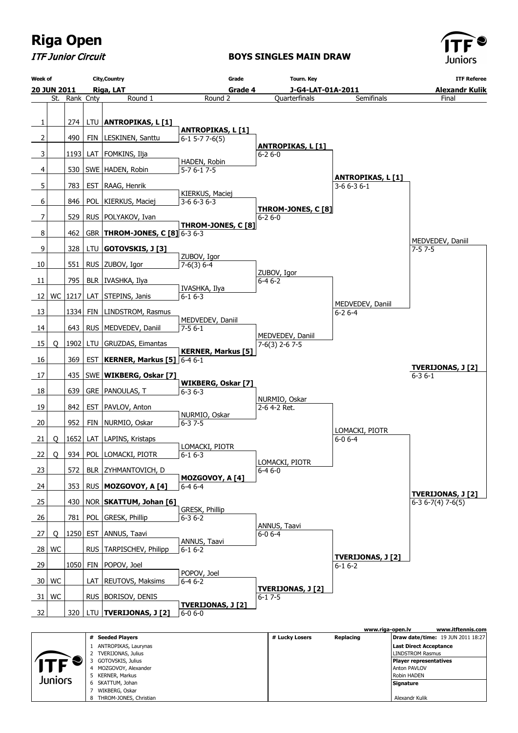# Riga Open

*ITF Junior Circuit*

**BOYS SINGLES MAIN DRAW**

| Week of | City,Country | Grade | Tourn. Key | ITF Referee |
|---|---|---|---|---|
| **20 JUN 2011** | **Riga, LAT** | **Grade 4** | **J-G4-LAT-01A-2011** | **Alexandr Kulik** |

| # | St. | Rank | Cnty | Round 1 | Round 2 | Quarterfinals | Semifinals | Final |
|---|---|---|---|---|---|---|---|---|
| 1 | | 274 | LTU | **ANTROPIKAS, L [1]** | **ANTROPIKAS, L [1]** 6-1 5-7 7-6(5) | **ANTROPIKAS, L [1]** 6-2 6-0 | **ANTROPIKAS, L [1]** 3-6 6-3 6-1 | MEDVEDEV, Daniil 7-5 7-5 |
| 2 | | 490 | FIN | LESKINEN, Santtu | | | | |
| 3 | | 1193 | LAT | FOMKINS, Ilja | HADEN, Robin 5-7 6-1 7-5 | | | |
| 4 | | 530 | SWE | HADEN, Robin | | | | |
| 5 | | 783 | EST | RAAG, Henrik | KIERKUS, Maciej 3-6 6-3 6-3 | **THROM-JONES, C [8]** 6-2 6-0 | | |
| 6 | | 846 | POL | KIERKUS, Maciej | | | | |
| 7 | | 529 | RUS | POLYAKOV, Ivan | **THROM-JONES, C [8]** 6-3 6-3 | | | |
| 8 | | 462 | GBR | **THROM-JONES, C [8]** | | | | |
| 9 | | 328 | LTU | **GOTOVSKIS, J [3]** | ZUBOV, Igor 7-6(3) 6-4 | ZUBOV, Igor 6-4 6-2 | MEDVEDEV, Daniil 6-2 6-4 | |
| 10 | | 551 | RUS | ZUBOV, Igor | | | | |
| 11 | | 795 | BLR | IVASHKA, Ilya | IVASHKA, Ilya 6-1 6-3 | | | |
| 12 | WC | 1217 | LAT | STEPINS, Janis | | | | |
| 13 | | 1334 | FIN | LINDSTROM, Rasmus | MEDVEDEV, Daniil 7-5 6-1 | MEDVEDEV, Daniil 7-6(3) 2-6 7-5 | | |
| 14 | | 643 | RUS | MEDVEDEV, Daniil | | | | |
| 15 | Q | 1902 | LTU | GRUZDAS, Eimantas | **KERNER, Markus [5]** 6-4 6-1 | | | |
| 16 | | 369 | EST | **KERNER, Markus [5]** | | | | |
| 17 | | 435 | SWE | **WIKBERG, Oskar [7]** | **WIKBERG, Oskar [7]** 6-3 6-3 | NURMIO, Oskar 2-6 4-2 Ret. | LOMACKI, PIOTR 6-0 6-4 | **TVERIJONAS, J [2]** 6-3 6-7(4) 7-6(5) |
| 18 | | 639 | GRE | PANOULAS, T | | | | |
| 19 | | 842 | EST | PAVLOV, Anton | NURMIO, Oskar 6-3 7-5 | | | |
| 20 | | 952 | FIN | NURMIO, Oskar | | | | |
| 21 | Q | 1652 | LAT | LAPINS, Kristaps | LOMACKI, PIOTR 6-1 6-3 | LOMACKI, PIOTR 6-4 6-0 | | |
| 22 | Q | 934 | POL | LOMACKI, PIOTR | | | | |
| 23 | | 572 | BLR | ZYHMANTOVICH, D | **MOZGOVOY, A [4]** 6-4 6-4 | | | |
| 24 | | 353 | RUS | **MOZGOVOY, A [4]** | | | | |
| 25 | | 430 | NOR | **SKATTUM, Johan [6]** | GRESK, Phillip 6-3 6-2 | ANNUS, Taavi 6-0 6-4 | **TVERIJONAS, J [2]** 6-1 6-2 | |
| 26 | | 781 | POL | GRESK, Phillip | | | | |
| 27 | Q | 1250 | EST | ANNUS, Taavi | ANNUS, Taavi 6-1 6-2 | | | |
| 28 | WC | | RUS | TARPISCHEV, Philipp | | | | |
| 29 | | 1050 | FIN | POPOV, Joel | POPOV, Joel 6-4 6-2 | **TVERIJONAS, J [2]** 6-1 7-5 | | |
| 30 | WC | | LAT | REUTOVS, Maksims | | | | |
| 31 | WC | | RUS | BORISOV, DENIS | **TVERIJONAS, J [2]** 6-0 6-0 | | | |
| 32 | | 320 | LTU | **TVERIJONAS, J [2]** | | | | |

**Champion:** **TVERIJONAS, J [2]** 6-3 6-1

www.riga-open.lv www.itftennis.com

| # | Seeded Players | # Lucky Losers | Replacing | |
|---|---|---|---|---|
| 1 | ANTROPIKAS, Laurynas | | | **Draw date/time:** 19 JUN 2011 18:27 |
| 2 | TVERIJONAS, Julius | | | **Last Direct Acceptance** |
| 3 | GOTOVSKIS, Julius | | | LINDSTROM Rasmus |
| 4 | MOZGOVOY, Alexander | | | **Player representatives** |
| 5 | KERNER, Markus | | | Anton PAVLOV |
| 6 | SKATTUM, Johan | | | Robin HADEN |
| 7 | WIKBERG, Oskar | | | **Signature** |
| 8 | THROM-JONES, Christian | | | Alexandr Kulik |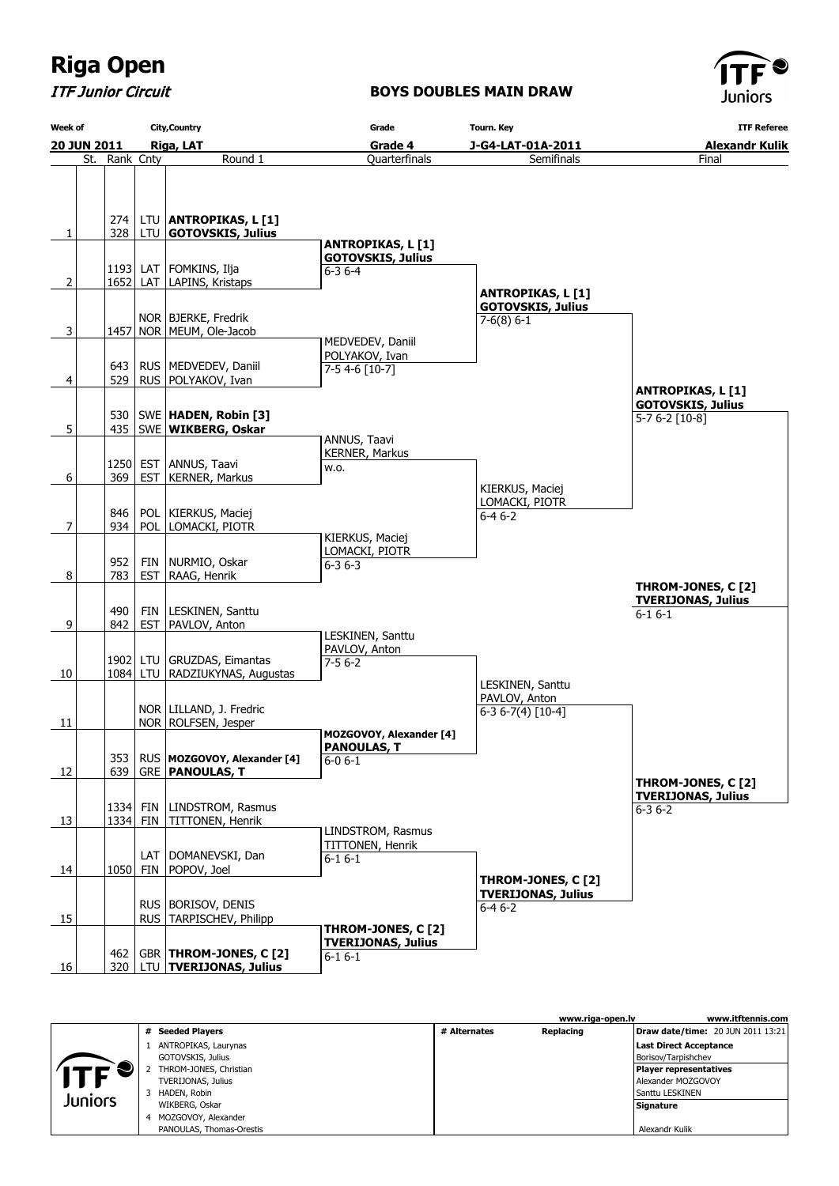# Riga Open

*ITF Junior Circuit*

**BOYS DOUBLES MAIN DRAW**

| Week of | City,Country | Grade | Tourn. Key | ITF Referee |
|---|---|---|---|---|
| **20 JUN 2011** | **Riga, LAT** | **Grade 4** | **J-G4-LAT-01A-2011** | **Alexandr Kulik** |

| # | St. | Rank | Cnty | Round 1 | Quarterfinals | Semifinals | Final |
|---|---|---|---|---|---|---|---|
| 1 | | 274 | LTU | **ANTROPIKAS, L [1]** | | | |
| | | 328 | LTU | **GOTOVSKIS, Julius** | **ANTROPIKAS, L [1]** / **GOTOVSKIS, Julius** 6-3 6-4 | | |
| 2 | | 1193 | LAT | FOMKINS, Ilja | | | |
| | | 1652 | LAT | LAPINS, Kristaps | | **ANTROPIKAS, L [1]** / **GOTOVSKIS, Julius** 7-6(8) 6-1 | |
| 3 | | | NOR | BJERKE, Fredrik | | | |
| | | 1457 | NOR | MEUM, Ole-Jacob | MEDVEDEV, Daniil / POLYAKOV, Ivan 7-5 4-6 [10-7] | | |
| 4 | | 643 | RUS | MEDVEDEV, Daniil | | | |
| | | 529 | RUS | POLYAKOV, Ivan | | | **ANTROPIKAS, L [1]** / **GOTOVSKIS, Julius** 5-7 6-2 [10-8] |
| 5 | | 530 | SWE | **HADEN, Robin [3]** | | | |
| | | 435 | SWE | **WIKBERG, Oskar** | ANNUS, Taavi / KERNER, Markus w.o. | | |
| 6 | | 1250 | EST | ANNUS, Taavi | | | |
| | | 369 | EST | KERNER, Markus | | KIERKUS, Maciej / LOMACKI, PIOTR 6-4 6-2 | |
| 7 | | 846 | POL | KIERKUS, Maciej | | | |
| | | 934 | POL | LOMACKI, PIOTR | KIERKUS, Maciej / LOMACKI, PIOTR 6-3 6-3 | | |
| 8 | | 952 | FIN | NURMIO, Oskar | | | |
| | | 783 | EST | RAAG, Henrik | | | **THROM-JONES, C [2]** / **TVERIJONAS, Julius** 6-1 6-1 |
| 9 | | 490 | FIN | LESKINEN, Santtu | | | |
| | | 842 | EST | PAVLOV, Anton | LESKINEN, Santtu / PAVLOV, Anton 7-5 6-2 | | |
| 10 | | 1902 | LTU | GRUZDAS, Eimantas | | | |
| | | 1084 | LTU | RADZIUKYNAS, Augustas | | LESKINEN, Santtu / PAVLOV, Anton 6-3 6-7(4) [10-4] | |
| 11 | | | NOR | LILLAND, J. Fredric | | | |
| | | | NOR | ROLFSEN, Jesper | **MOZGOVOY, Alexander [4]** / **PANOULAS, T** 6-0 6-1 | | |
| 12 | | 353 | RUS | **MOZGOVOY, Alexander [4]** | | | |
| | | 639 | GRE | **PANOULAS, T** | | | **THROM-JONES, C [2]** / **TVERIJONAS, Julius** 6-3 6-2 |
| 13 | | 1334 | FIN | LINDSTROM, Rasmus | | | |
| | | 1334 | FIN | TITTONEN, Henrik | LINDSTROM, Rasmus / TITTONEN, Henrik 6-1 6-1 | | |
| 14 | | | LAT | DOMANEVSKI, Dan | | | |
| | | 1050 | FIN | POPOV, Joel | | **THROM-JONES, C [2]** / **TVERIJONAS, Julius** 6-4 6-2 | |
| 15 | | | RUS | BORISOV, DENIS | | | |
| | | | RUS | TARPISCHEV, Philipp | **THROM-JONES, C [2]** / **TVERIJONAS, Julius** 6-1 6-1 | | |
| 16 | | 462 | GBR | **THROM-JONES, C [2]** | | | |
| | | 320 | LTU | **TVERIJONAS, Julius** | | | |

www.riga-open.lv www.itftennis.com

| # | Seeded Players | # | Alternates | Replacing | |
|---|---|---|---|---|---|
| 1 | ANTROPIKAS, Laurynas / GOTOVSKIS, Julius | | | | **Draw date/time:** 20 JUN 2011 13:21 |
| 2 | THROM-JONES, Christian / TVERIJONAS, Julius | | | | **Last Direct Acceptance** Borisov/Tarpishchev |
| 3 | HADEN, Robin / WIKBERG, Oskar | | | | **Player representatives** Alexander MOZGOVOY, Santtu LESKINEN |
| 4 | MOZGOVOY, Alexander / PANOULAS, Thomas-Orestis | | | | **Signature** Alexandr Kulik |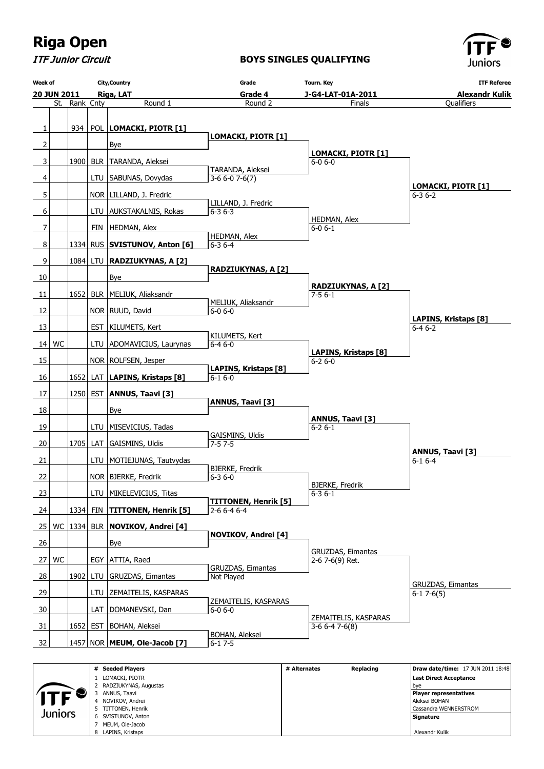# Riga Open

*ITF Junior Circuit*

**BOYS SINGLES QUALIFYING**

| Week of | City,Country | Grade | Tourn. Key | ITF Referee |
|---|---|---|---|---|
| 20 JUN 2011 | Riga, LAT | Grade 4 | J-G4-LAT-01A-2011 | Alexandr Kulik |

| # | St. | Rank | Cnty | Round 1 | Round 2 | Finals | Qualifiers |
|---|---|---|---|---|---|---|---|
| 1 | | 934 | POL | **LOMACKI, PIOTR [1]** | **LOMACKI, PIOTR [1]** | **LOMACKI, PIOTR [1]** 6-0 6-0 | **LOMACKI, PIOTR [1]** 6-3 6-2 |
| 2 | | | | Bye | | | |
| 3 | | 1900 | BLR | TARANDA, Aleksei | TARANDA, Aleksei 3-6 6-0 7-6(7) | | |
| 4 | | | LTU | SABUNAS, Dovydas | | | |
| 5 | | | NOR | LILLAND, J. Fredric | LILLAND, J. Fredric 6-3 6-3 | HEDMAN, Alex 6-0 6-1 | |
| 6 | | | LTU | AUKSTAKALNIS, Rokas | | | |
| 7 | | | FIN | HEDMAN, Alex | HEDMAN, Alex 6-3 6-4 | | |
| 8 | | 1334 | RUS | **SVISTUNOV, Anton [6]** | | | |
| 9 | | 1084 | LTU | **RADZIUKYNAS, A [2]** | **RADZIUKYNAS, A [2]** | **RADZIUKYNAS, A [2]** 7-5 6-1 | **LAPINS, Kristaps [8]** 6-4 6-2 |
| 10 | | | | Bye | | | |
| 11 | | 1652 | BLR | MELIUK, Aliaksandr | MELIUK, Aliaksandr 6-0 6-0 | | |
| 12 | | | NOR | RUUD, David | | | |
| 13 | | | EST | KILUMETS, Kert | KILUMETS, Kert 6-4 6-0 | **LAPINS, Kristaps [8]** 6-2 6-0 | |
| 14 | WC | | LTU | ADOMAVICIUS, Laurynas | | | |
| 15 | | | NOR | ROLFSEN, Jesper | **LAPINS, Kristaps [8]** 6-1 6-0 | | |
| 16 | | 1652 | LAT | **LAPINS, Kristaps [8]** | | | |
| 17 | | 1250 | EST | **ANNUS, Taavi [3]** | **ANNUS, Taavi [3]** | **ANNUS, Taavi [3]** 6-2 6-1 | **ANNUS, Taavi [3]** 6-1 6-4 |
| 18 | | | | Bye | | | |
| 19 | | | LTU | MISEVICIUS, Tadas | GAISMINS, Uldis 7-5 7-5 | | |
| 20 | | 1705 | LAT | GAISMINS, Uldis | | | |
| 21 | | | LTU | MOTIEJUNAS, Tautvydas | BJERKE, Fredrik 6-3 6-0 | BJERKE, Fredrik 6-3 6-1 | |
| 22 | | | NOR | BJERKE, Fredrik | | | |
| 23 | | | LTU | MIKELEVICIUS, Titas | **TITTONEN, Henrik [5]** 2-6 6-4 6-4 | | |
| 24 | | 1334 | FIN | **TITTONEN, Henrik [5]** | | | |
| 25 | WC | 1334 | BLR | **NOVIKOV, Andrei [4]** | **NOVIKOV, Andrei [4]** | GRUZDAS, Eimantas 2-6 7-6(9) Ret. | GRUZDAS, Eimantas 6-1 7-6(5) |
| 26 | | | | Bye | | | |
| 27 | WC | | EGY | ATTIA, Raed | GRUZDAS, Eimantas Not Played | | |
| 28 | | 1902 | LTU | GRUZDAS, Eimantas | | | |
| 29 | | | LTU | ZEMAITELIS, KASPARAS | ZEMAITELIS, KASPARAS 6-0 6-0 | ZEMAITELIS, KASPARAS 3-6 6-4 7-6(8) | |
| 30 | | | LAT | DOMANEVSKI, Dan | | | |
| 31 | | 1652 | EST | BOHAN, Aleksei | BOHAN, Aleksei 6-1 7-5 | | |
| 32 | | 1457 | NOR | **MEUM, Ole-Jacob [7]** | | | |

| # | Seeded Players | # Alternates | Replacing |
|---|---|---|---|
| 1 | LOMACKI, PIOTR | | |
| 2 | RADZIUKYNAS, Augustas | | |
| 3 | ANNUS, Taavi | | |
| 4 | NOVIKOV, Andrei | | |
| 5 | TITTONEN, Henrik | | |
| 6 | SVISTUNOV, Anton | | |
| 7 | MEUM, Ole-Jacob | | |
| 8 | LAPINS, Kristaps | | |

**Draw date/time:** 17 JUN 2011 18:48

**Last Direct Acceptance**
bye

**Player representatives**
Aleksei BOHAN
Cassandra WENNERSTROM

**Signature**
Alexandr Kulik